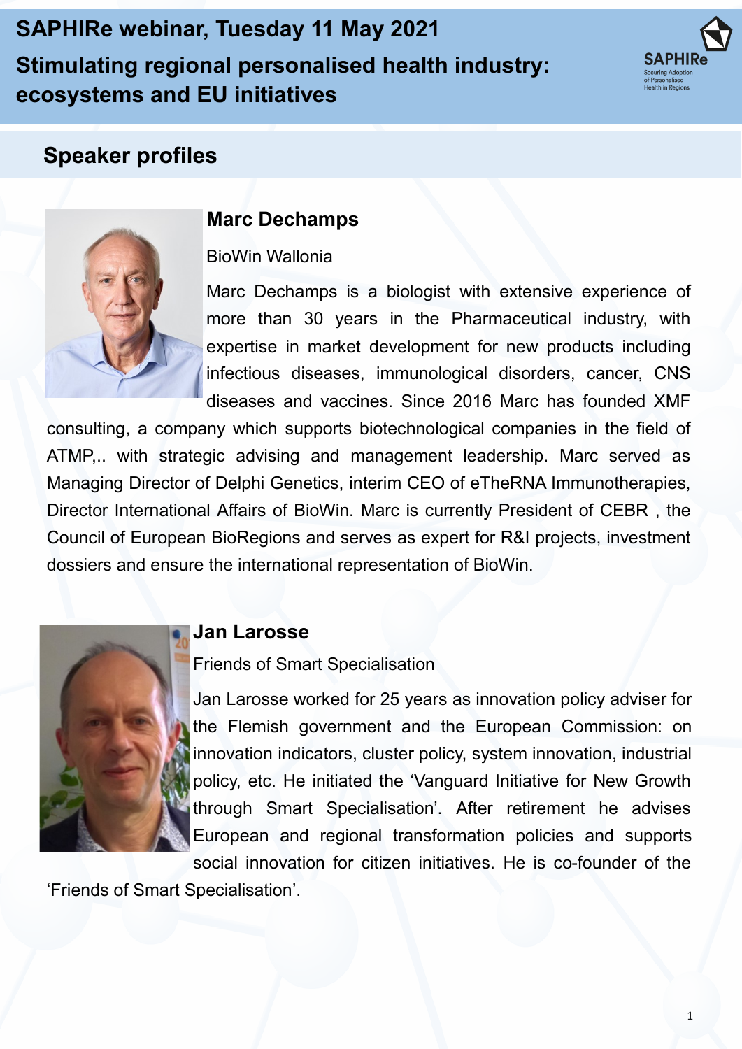# SAPHIRe webinar, Tuesday 11 May 2021

# Stimulating regional personalised health industry: ecosystems and EU initiatives

## Speaker profiles

### Marc Dechamps

BioWin Wallonia

Marc Dechamps is a biologist with extensive experience of more than 30 years in the Pharmaceutical industry, with expertise in market development for new products including infectious diseases, immunological disorders, cancer, CNS diseases and vaccines. Since 2016 Marc has founded XMF consulting, a company which supports biotechnological companies in the field of ATMP,.. with strategic advising and management leadership. Marc served as Managing Director of Delphi Genetics, interim CEO of eTheRNA Immunotherapies, Director International Affairs of BioWin. Marc is currently President of CEBR , the Council of European BioRegions and serves as expert for R&I projects, investment dossiers and ensure the international representation of BioWin.

### Jan Larosse

Friends of Smart Specialisation

Jan Larosse worked for 25 years as innovation policy adviser for the Flemish government and the European Commission: on innovation indicators, cluster policy, system innovation, industrial policy, etc. He initiated the 'Vanguard Initiative for New Growth through Smart Specialisation'. After retirement he advises European and regional transformation policies and supports social innovation for citizen initiatives. He is co-founder of the 'Friends of Smart Specialisation'.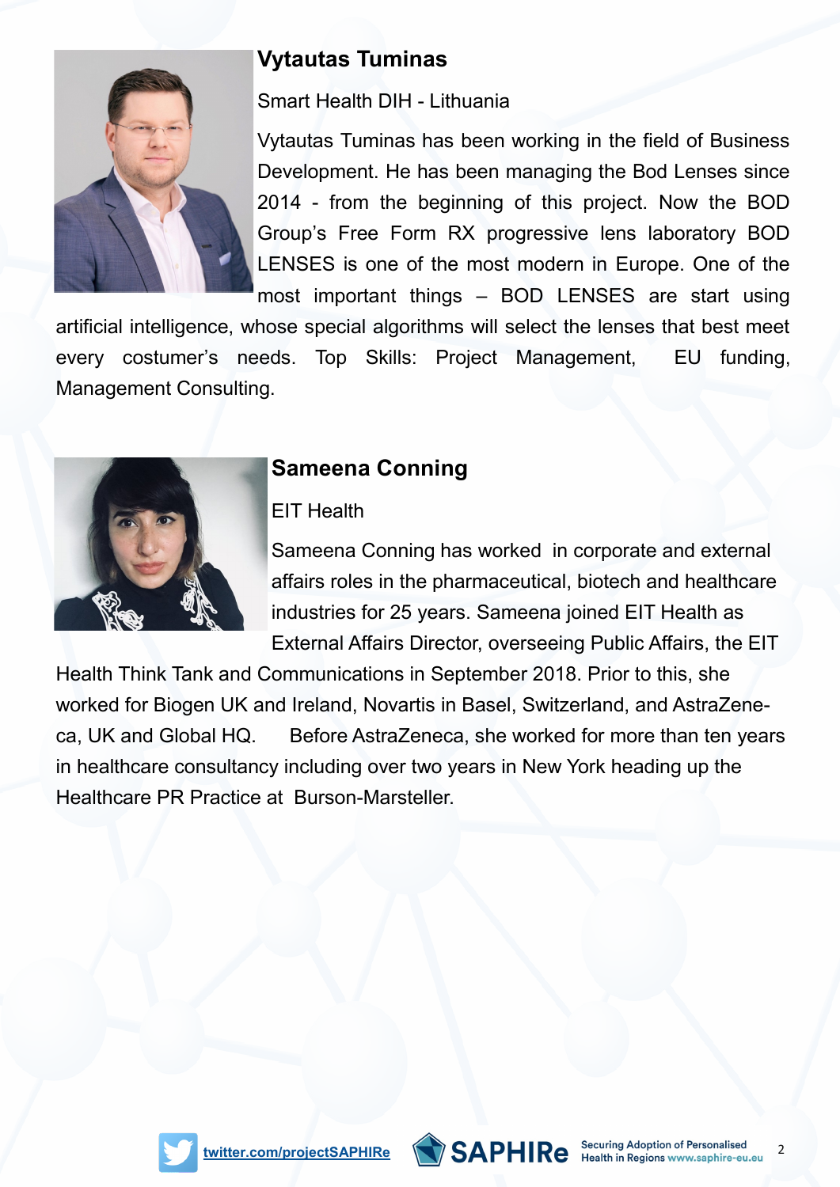### Vytautas Tuminas

Smart Health DIH - Lithuania

Vytautas Tuminas has been working in the field of Business Development. He has been managing the Bod Lenses since 2014 - from the beginning of this project. Now the BOD Group's Free Form RX progressive lens laboratory BOD LENSES is one of the most modern in Europe. One of the most important things – BOD LENSES are start using artificial intelligence, whose special algorithms will select the lenses that best meet every costumer's needs. Top Skills: Project Management, EU funding, Management Consulting.

### Sameena Conning

EIT Health

Sameena Conning has worked in corporate and external affairs roles in the pharmaceutical, biotech and healthcare industries for 25 years. Sameena joined EIT Health as External Affairs Director, overseeing Public Affairs, the EIT Health Think Tank and Communications in September 2018. Prior to this, she worked for Biogen UK and Ireland, Novartis in Basel, Switzerland, and AstraZeneca, UK and Global HQ. Before AstraZeneca, she worked for more than ten years in healthcare consultancy including over two years in New York heading up the Healthcare PR Practice at Burson-Marsteller.